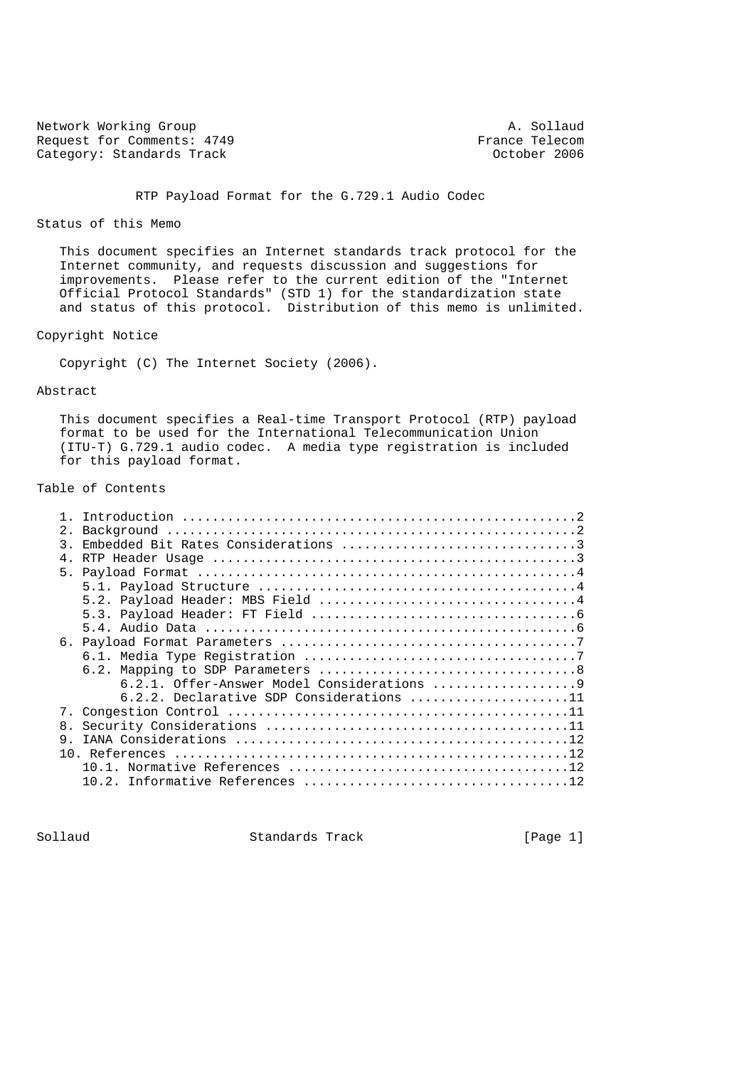Network Working Group A. Sollaud
Request for Comments: 4749 France Telecom
Category: Standards Track October 2006

# RTP Payload Format for the G.729.1 Audio Codec

## Status of this Memo

This document specifies an Internet standards track protocol for the Internet community, and requests discussion and suggestions for improvements. Please refer to the current edition of the "Internet Official Protocol Standards" (STD 1) for the standardization state and status of this protocol. Distribution of this memo is unlimited.

## Copyright Notice

Copyright (C) The Internet Society (2006).

## Abstract

This document specifies a Real-time Transport Protocol (RTP) payload format to be used for the International Telecommunication Union (ITU-T) G.729.1 audio codec. A media type registration is included for this payload format.

## Table of Contents

```
1. Introduction ....................................................2
2. Background ......................................................2
3. Embedded Bit Rates Considerations ...............................3
4. RTP Header Usage ................................................3
5. Payload Format ..................................................4
   5.1. Payload Structure ..........................................4
   5.2. Payload Header: MBS Field ..................................4
   5.3. Payload Header: FT Field ...................................6
   5.4. Audio Data .................................................6
6. Payload Format Parameters .......................................7
   6.1. Media Type Registration ....................................7
   6.2. Mapping to SDP Parameters ..................................8
        6.2.1. Offer-Answer Model Considerations ...................9
        6.2.2. Declarative SDP Considerations .....................11
7. Congestion Control .............................................11
8. Security Considerations ........................................11
9. IANA Considerations ............................................12
10. References ....................................................12
   10.1. Normative References .....................................12
   10.2. Informative References ...................................12
```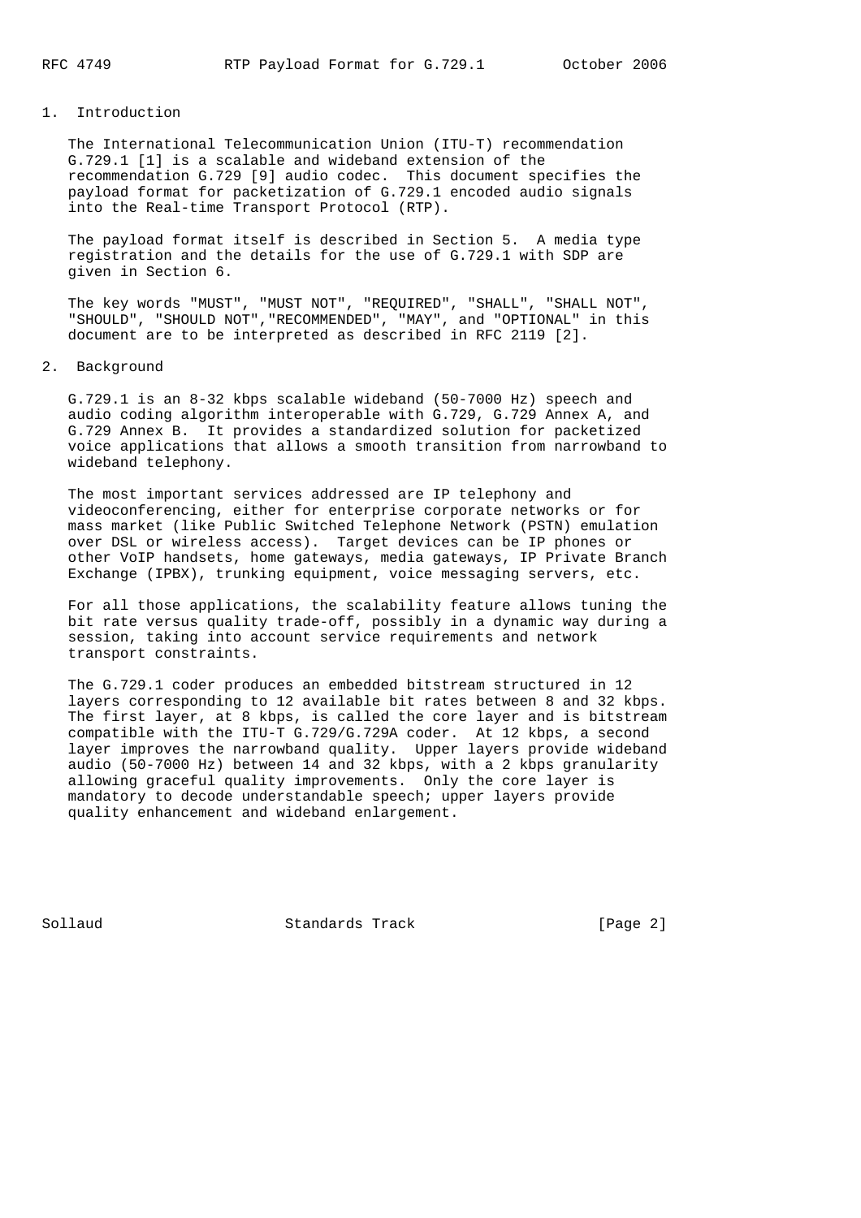## 1. Introduction

The International Telecommunication Union (ITU-T) recommendation G.729.1 [1] is a scalable and wideband extension of the recommendation G.729 [9] audio codec. This document specifies the payload format for packetization of G.729.1 encoded audio signals into the Real-time Transport Protocol (RTP).

The payload format itself is described in Section 5. A media type registration and the details for the use of G.729.1 with SDP are given in Section 6.

The key words "MUST", "MUST NOT", "REQUIRED", "SHALL", "SHALL NOT", "SHOULD", "SHOULD NOT","RECOMMENDED", "MAY", and "OPTIONAL" in this document are to be interpreted as described in RFC 2119 [2].

## 2. Background

G.729.1 is an 8-32 kbps scalable wideband (50-7000 Hz) speech and audio coding algorithm interoperable with G.729, G.729 Annex A, and G.729 Annex B. It provides a standardized solution for packetized voice applications that allows a smooth transition from narrowband to wideband telephony.

The most important services addressed are IP telephony and videoconferencing, either for enterprise corporate networks or for mass market (like Public Switched Telephone Network (PSTN) emulation over DSL or wireless access). Target devices can be IP phones or other VoIP handsets, home gateways, media gateways, IP Private Branch Exchange (IPBX), trunking equipment, voice messaging servers, etc.

For all those applications, the scalability feature allows tuning the bit rate versus quality trade-off, possibly in a dynamic way during a session, taking into account service requirements and network transport constraints.

The G.729.1 coder produces an embedded bitstream structured in 12 layers corresponding to 12 available bit rates between 8 and 32 kbps. The first layer, at 8 kbps, is called the core layer and is bitstream compatible with the ITU-T G.729/G.729A coder. At 12 kbps, a second layer improves the narrowband quality. Upper layers provide wideband audio (50-7000 Hz) between 14 and 32 kbps, with a 2 kbps granularity allowing graceful quality improvements. Only the core layer is mandatory to decode understandable speech; upper layers provide quality enhancement and wideband enlargement.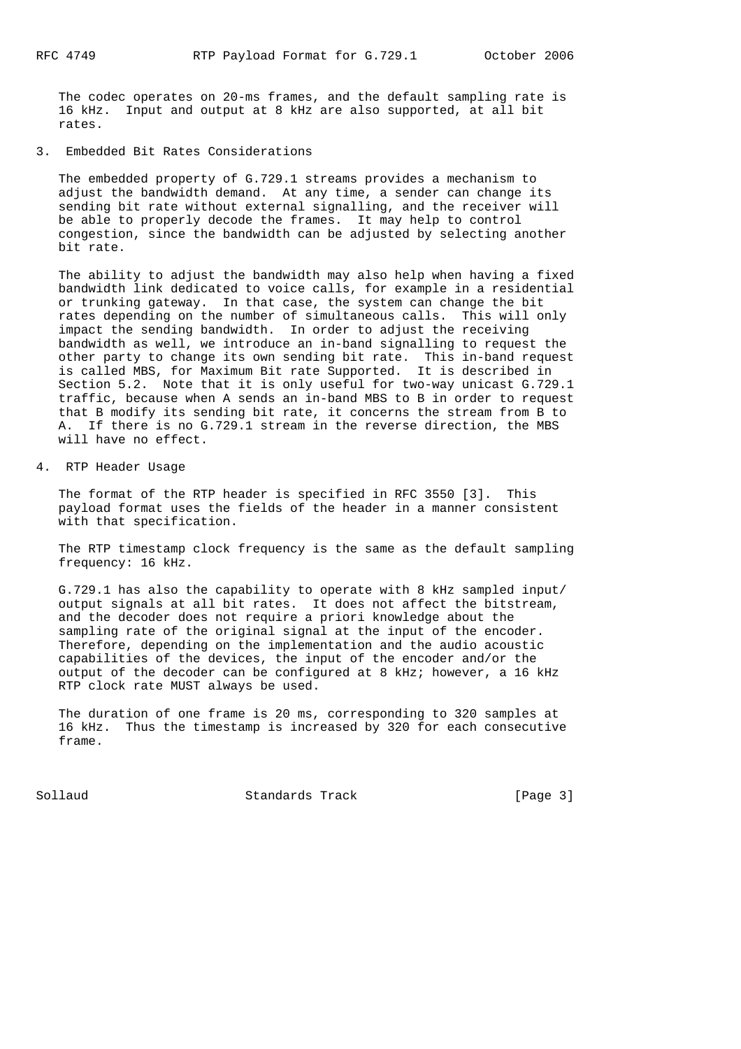The codec operates on 20-ms frames, and the default sampling rate is 16 kHz. Input and output at 8 kHz are also supported, at all bit rates.

## 3. Embedded Bit Rates Considerations

The embedded property of G.729.1 streams provides a mechanism to adjust the bandwidth demand. At any time, a sender can change its sending bit rate without external signalling, and the receiver will be able to properly decode the frames. It may help to control congestion, since the bandwidth can be adjusted by selecting another bit rate.

The ability to adjust the bandwidth may also help when having a fixed bandwidth link dedicated to voice calls, for example in a residential or trunking gateway. In that case, the system can change the bit rates depending on the number of simultaneous calls. This will only impact the sending bandwidth. In order to adjust the receiving bandwidth as well, we introduce an in-band signalling to request the other party to change its own sending bit rate. This in-band request is called MBS, for Maximum Bit rate Supported. It is described in Section 5.2. Note that it is only useful for two-way unicast G.729.1 traffic, because when A sends an in-band MBS to B in order to request that B modify its sending bit rate, it concerns the stream from B to A. If there is no G.729.1 stream in the reverse direction, the MBS will have no effect.

## 4. RTP Header Usage

The format of the RTP header is specified in RFC 3550 [3]. This payload format uses the fields of the header in a manner consistent with that specification.

The RTP timestamp clock frequency is the same as the default sampling frequency: 16 kHz.

G.729.1 has also the capability to operate with 8 kHz sampled input/output signals at all bit rates. It does not affect the bitstream, and the decoder does not require a priori knowledge about the sampling rate of the original signal at the input of the encoder. Therefore, depending on the implementation and the audio acoustic capabilities of the devices, the input of the encoder and/or the output of the decoder can be configured at 8 kHz; however, a 16 kHz RTP clock rate MUST always be used.

The duration of one frame is 20 ms, corresponding to 320 samples at 16 kHz. Thus the timestamp is increased by 320 for each consecutive frame.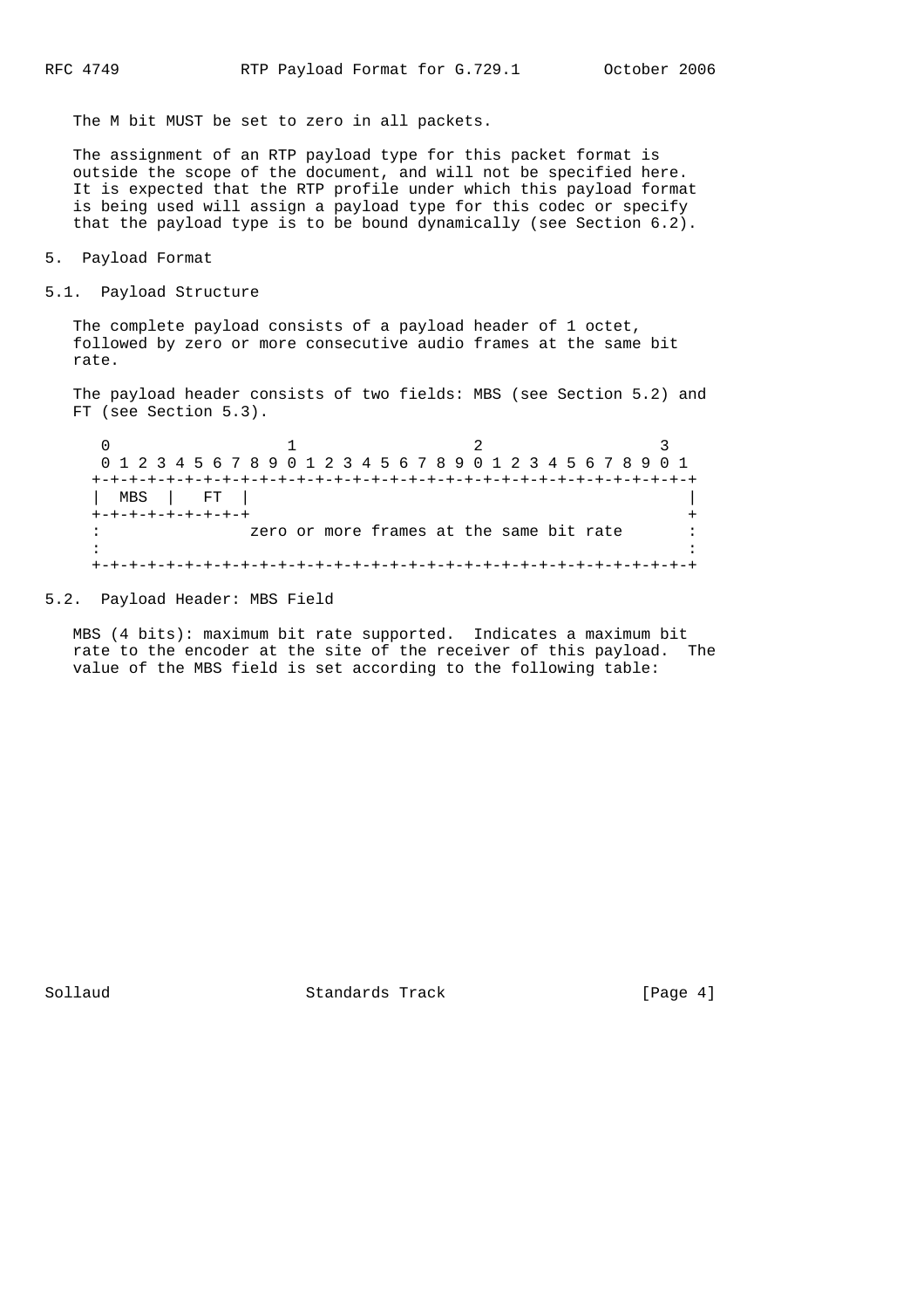The M bit MUST be set to zero in all packets.

The assignment of an RTP payload type for this packet format is outside the scope of the document, and will not be specified here. It is expected that the RTP profile under which this payload format is being used will assign a payload type for this codec or specify that the payload type is to be bound dynamically (see Section 6.2).

# 5. Payload Format

## 5.1. Payload Structure

The complete payload consists of a payload header of 1 octet, followed by zero or more consecutive audio frames at the same bit rate.

The payload header consists of two fields: MBS (see Section 5.2) and FT (see Section 5.3).

```
 0                   1                   2                   3
 0 1 2 3 4 5 6 7 8 9 0 1 2 3 4 5 6 7 8 9 0 1 2 3 4 5 6 7 8 9 0 1
+-+-+-+-+-+-+-+-+-+-+-+-+-+-+-+-+-+-+-+-+-+-+-+-+-+-+-+-+-+-+-+-+
|  MBS  |  FT   |                                               |
+-+-+-+-+-+-+-+-+                                               +
:               zero or more frames at the same bit rate        :
:                                                               :
+-+-+-+-+-+-+-+-+-+-+-+-+-+-+-+-+-+-+-+-+-+-+-+-+-+-+-+-+-+-+-+-+
```

## 5.2. Payload Header: MBS Field

MBS (4 bits): maximum bit rate supported. Indicates a maximum bit rate to the encoder at the site of the receiver of this payload. The value of the MBS field is set according to the following table: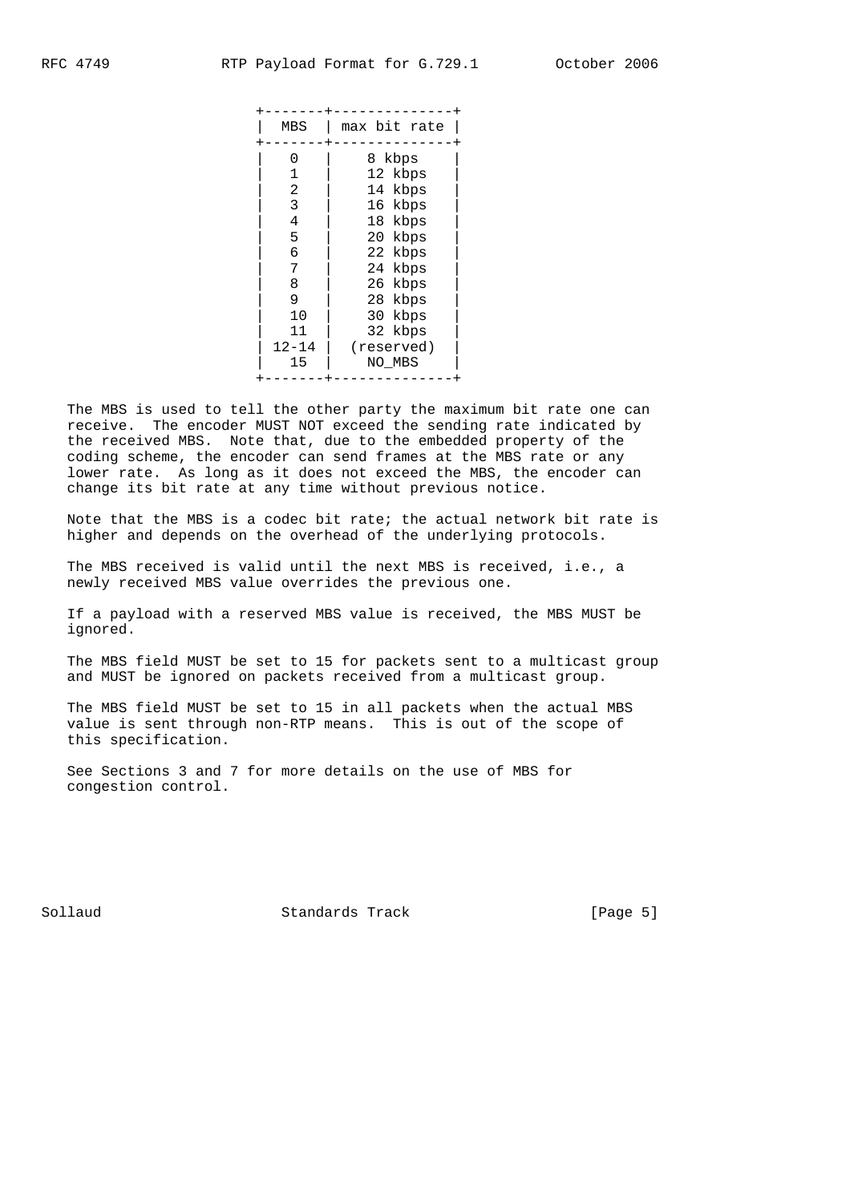| MBS | max bit rate |
|---|---|
| 0 | 8 kbps |
| 1 | 12 kbps |
| 2 | 14 kbps |
| 3 | 16 kbps |
| 4 | 18 kbps |
| 5 | 20 kbps |
| 6 | 22 kbps |
| 7 | 24 kbps |
| 8 | 26 kbps |
| 9 | 28 kbps |
| 10 | 30 kbps |
| 11 | 32 kbps |
| 12-14 | (reserved) |
| 15 | NO_MBS |

The MBS is used to tell the other party the maximum bit rate one can receive. The encoder MUST NOT exceed the sending rate indicated by the received MBS. Note that, due to the embedded property of the coding scheme, the encoder can send frames at the MBS rate or any lower rate. As long as it does not exceed the MBS, the encoder can change its bit rate at any time without previous notice.

Note that the MBS is a codec bit rate; the actual network bit rate is higher and depends on the overhead of the underlying protocols.

The MBS received is valid until the next MBS is received, i.e., a newly received MBS value overrides the previous one.

If a payload with a reserved MBS value is received, the MBS MUST be ignored.

The MBS field MUST be set to 15 for packets sent to a multicast group and MUST be ignored on packets received from a multicast group.

The MBS field MUST be set to 15 in all packets when the actual MBS value is sent through non-RTP means. This is out of the scope of this specification.

See Sections 3 and 7 for more details on the use of MBS for congestion control.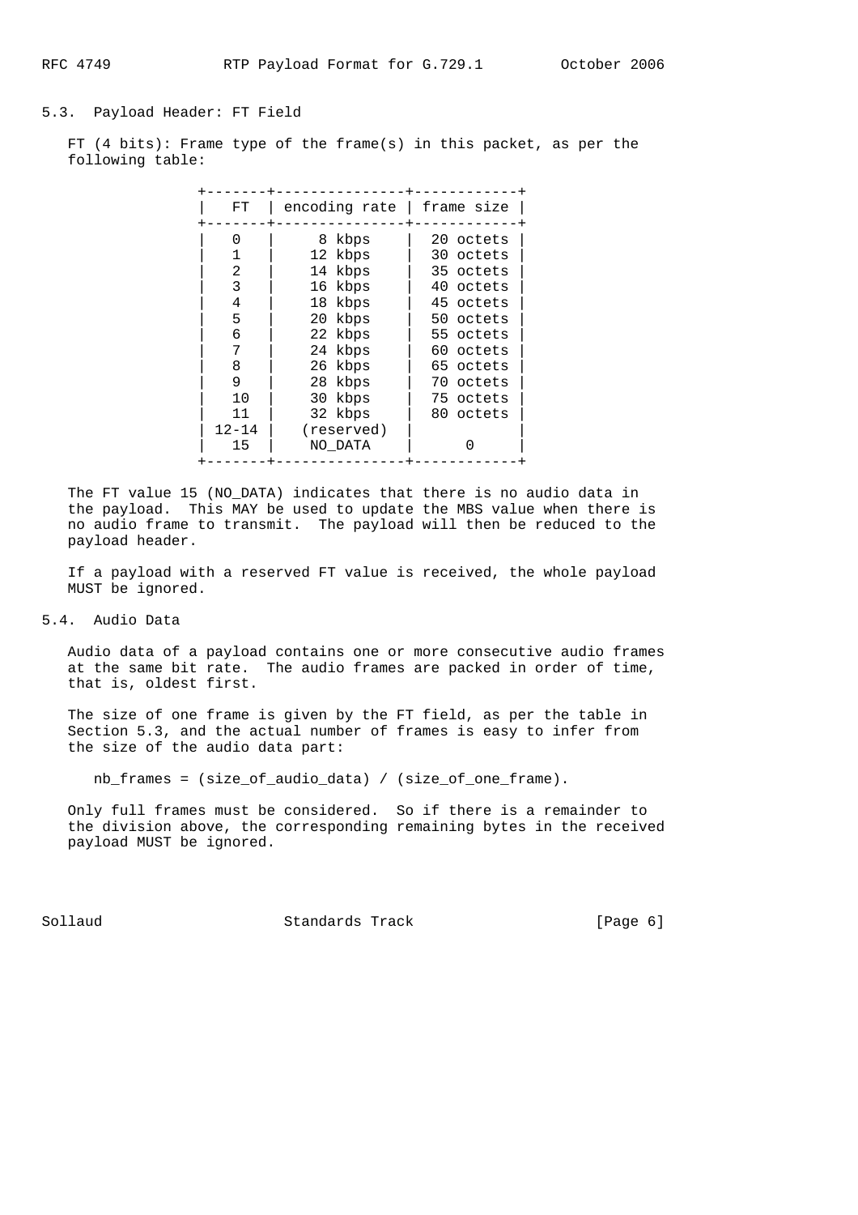### 5.3. Payload Header: FT Field

FT (4 bits): Frame type of the frame(s) in this packet, as per the following table:

| FT | encoding rate | frame size |
|---|---|---|
| 0 | 8 kbps | 20 octets |
| 1 | 12 kbps | 30 octets |
| 2 | 14 kbps | 35 octets |
| 3 | 16 kbps | 40 octets |
| 4 | 18 kbps | 45 octets |
| 5 | 20 kbps | 50 octets |
| 6 | 22 kbps | 55 octets |
| 7 | 24 kbps | 60 octets |
| 8 | 26 kbps | 65 octets |
| 9 | 28 kbps | 70 octets |
| 10 | 30 kbps | 75 octets |
| 11 | 32 kbps | 80 octets |
| 12-14 | (reserved) | |
| 15 | NO_DATA | 0 |

The FT value 15 (NO_DATA) indicates that there is no audio data in the payload. This MAY be used to update the MBS value when there is no audio frame to transmit. The payload will then be reduced to the payload header.

If a payload with a reserved FT value is received, the whole payload MUST be ignored.

### 5.4. Audio Data

Audio data of a payload contains one or more consecutive audio frames at the same bit rate. The audio frames are packed in order of time, that is, oldest first.

The size of one frame is given by the FT field, as per the table in Section 5.3, and the actual number of frames is easy to infer from the size of the audio data part:

```
nb_frames = (size_of_audio_data) / (size_of_one_frame).
```

Only full frames must be considered. So if there is a remainder to the division above, the corresponding remaining bytes in the received payload MUST be ignored.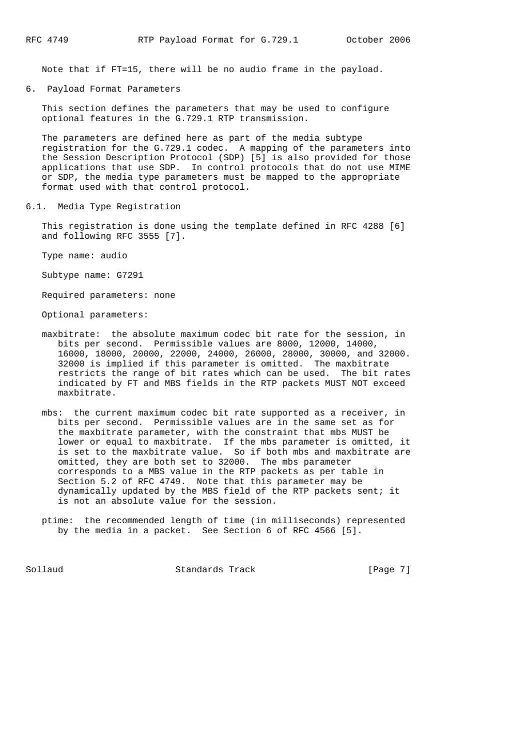Note that if FT=15, there will be no audio frame in the payload.

## 6. Payload Format Parameters

This section defines the parameters that may be used to configure optional features in the G.729.1 RTP transmission.

The parameters are defined here as part of the media subtype registration for the G.729.1 codec. A mapping of the parameters into the Session Description Protocol (SDP) [5] is also provided for those applications that use SDP. In control protocols that do not use MIME or SDP, the media type parameters must be mapped to the appropriate format used with that control protocol.

### 6.1. Media Type Registration

This registration is done using the template defined in RFC 4288 [6] and following RFC 3555 [7].

Type name: audio

Subtype name: G7291

Required parameters: none

Optional parameters:

maxbitrate: the absolute maximum codec bit rate for the session, in bits per second. Permissible values are 8000, 12000, 14000, 16000, 18000, 20000, 22000, 24000, 26000, 28000, 30000, and 32000. 32000 is implied if this parameter is omitted. The maxbitrate restricts the range of bit rates which can be used. The bit rates indicated by FT and MBS fields in the RTP packets MUST NOT exceed maxbitrate.

mbs: the current maximum codec bit rate supported as a receiver, in bits per second. Permissible values are in the same set as for the maxbitrate parameter, with the constraint that mbs MUST be lower or equal to maxbitrate. If the mbs parameter is omitted, it is set to the maxbitrate value. So if both mbs and maxbitrate are omitted, they are both set to 32000. The mbs parameter corresponds to a MBS value in the RTP packets as per table in Section 5.2 of RFC 4749. Note that this parameter may be dynamically updated by the MBS field of the RTP packets sent; it is not an absolute value for the session.

ptime: the recommended length of time (in milliseconds) represented by the media in a packet. See Section 6 of RFC 4566 [5].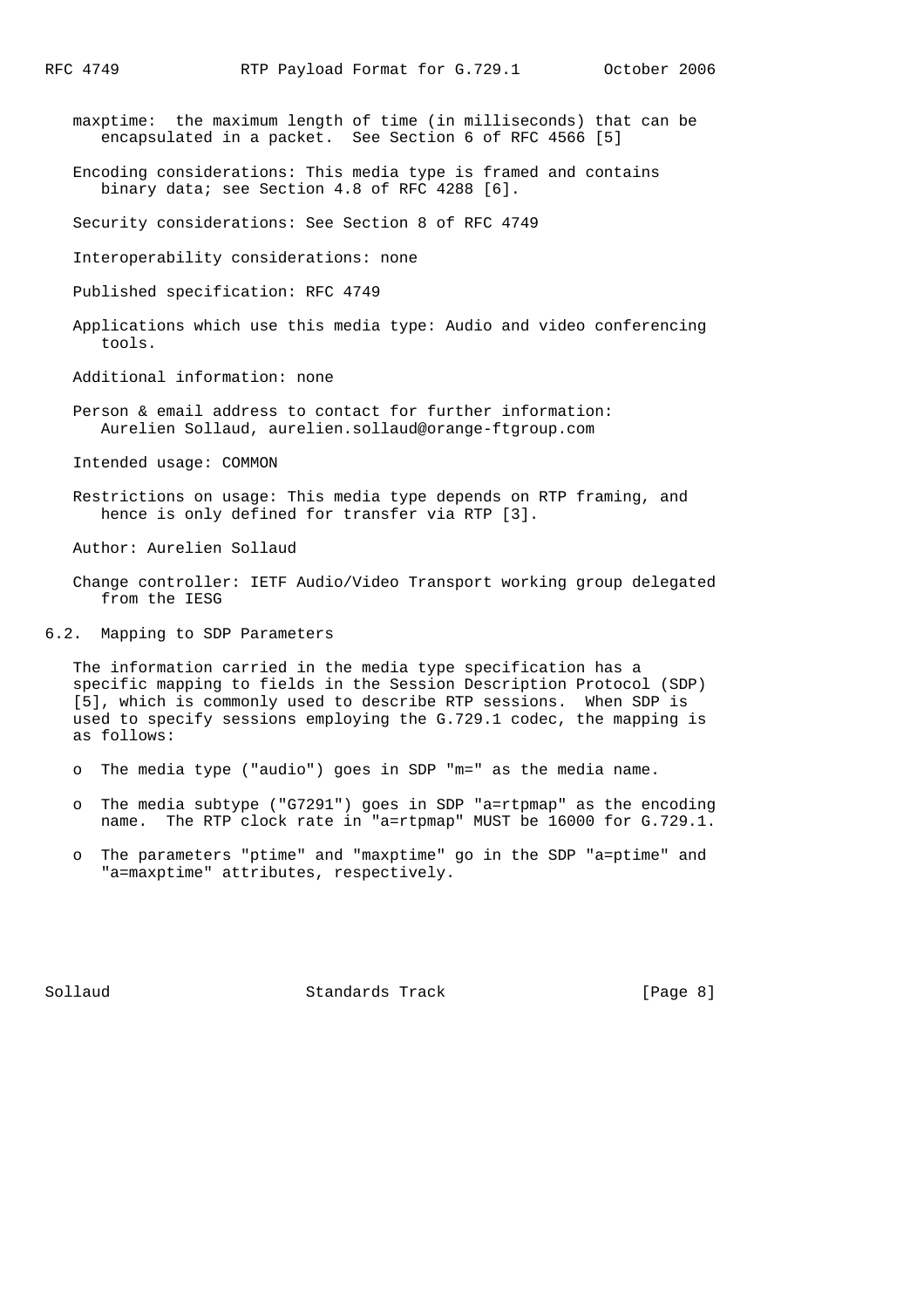maxptime: the maximum length of time (in milliseconds) that can be encapsulated in a packet. See Section 6 of RFC 4566 [5]

Encoding considerations: This media type is framed and contains binary data; see Section 4.8 of RFC 4288 [6].

Security considerations: See Section 8 of RFC 4749

Interoperability considerations: none

Published specification: RFC 4749

Applications which use this media type: Audio and video conferencing tools.

Additional information: none

Person & email address to contact for further information: Aurelien Sollaud, aurelien.sollaud@orange-ftgroup.com

Intended usage: COMMON

Restrictions on usage: This media type depends on RTP framing, and hence is only defined for transfer via RTP [3].

Author: Aurelien Sollaud

Change controller: IETF Audio/Video Transport working group delegated from the IESG

## 6.2. Mapping to SDP Parameters

The information carried in the media type specification has a specific mapping to fields in the Session Description Protocol (SDP) [5], which is commonly used to describe RTP sessions. When SDP is used to specify sessions employing the G.729.1 codec, the mapping is as follows:

- The media type ("audio") goes in SDP "m=" as the media name.
- The media subtype ("G7291") goes in SDP "a=rtpmap" as the encoding name. The RTP clock rate in "a=rtpmap" MUST be 16000 for G.729.1.
- The parameters "ptime" and "maxptime" go in the SDP "a=ptime" and "a=maxptime" attributes, respectively.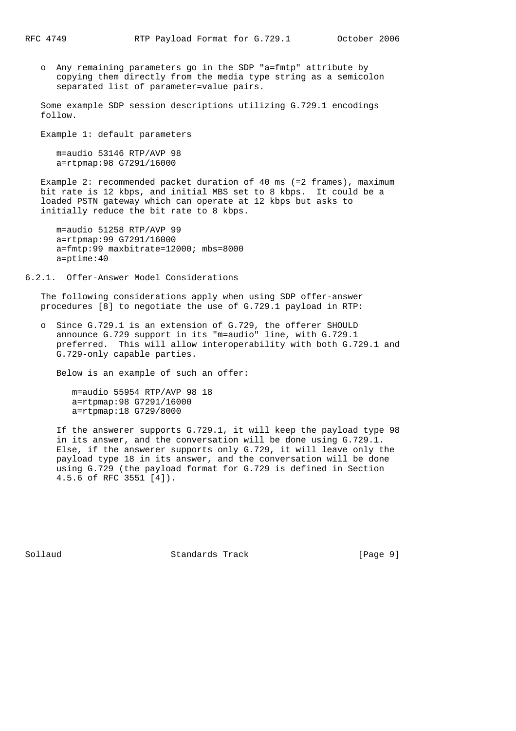- Any remaining parameters go in the SDP "a=fmtp" attribute by copying them directly from the media type string as a semicolon separated list of parameter=value pairs.

Some example SDP session descriptions utilizing G.729.1 encodings follow.

Example 1: default parameters

```
m=audio 53146 RTP/AVP 98
a=rtpmap:98 G7291/16000
```

Example 2: recommended packet duration of 40 ms (=2 frames), maximum bit rate is 12 kbps, and initial MBS set to 8 kbps. It could be a loaded PSTN gateway which can operate at 12 kbps but asks to initially reduce the bit rate to 8 kbps.

```
m=audio 51258 RTP/AVP 99
a=rtpmap:99 G7291/16000
a=fmtp:99 maxbitrate=12000; mbs=8000
a=ptime:40
```

### 6.2.1. Offer-Answer Model Considerations

The following considerations apply when using SDP offer-answer procedures [8] to negotiate the use of G.729.1 payload in RTP:

- Since G.729.1 is an extension of G.729, the offerer SHOULD announce G.729 support in its "m=audio" line, with G.729.1 preferred. This will allow interoperability with both G.729.1 and G.729-only capable parties.

  Below is an example of such an offer:

  ```
  m=audio 55954 RTP/AVP 98 18
  a=rtpmap:98 G7291/16000
  a=rtpmap:18 G729/8000
  ```

  If the answerer supports G.729.1, it will keep the payload type 98 in its answer, and the conversation will be done using G.729.1. Else, if the answerer supports only G.729, it will leave only the payload type 18 in its answer, and the conversation will be done using G.729 (the payload format for G.729 is defined in Section 4.5.6 of RFC 3551 [4]).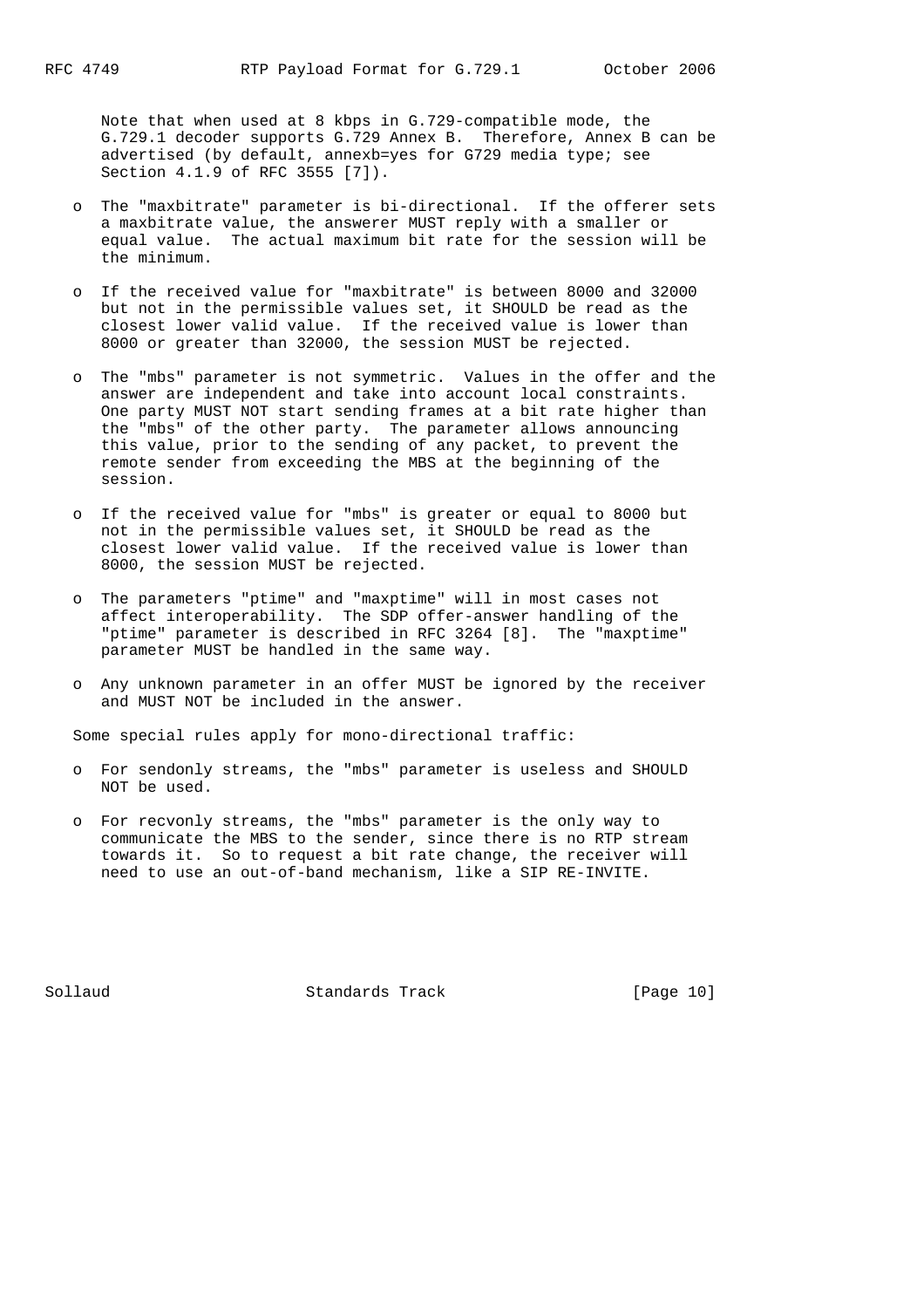Note that when used at 8 kbps in G.729-compatible mode, the G.729.1 decoder supports G.729 Annex B. Therefore, Annex B can be advertised (by default, annexb=yes for G729 media type; see Section 4.1.9 of RFC 3555 [7]).

- The "maxbitrate" parameter is bi-directional. If the offerer sets a maxbitrate value, the answerer MUST reply with a smaller or equal value. The actual maximum bit rate for the session will be the minimum.
- If the received value for "maxbitrate" is between 8000 and 32000 but not in the permissible values set, it SHOULD be read as the closest lower valid value. If the received value is lower than 8000 or greater than 32000, the session MUST be rejected.
- The "mbs" parameter is not symmetric. Values in the offer and the answer are independent and take into account local constraints. One party MUST NOT start sending frames at a bit rate higher than the "mbs" of the other party. The parameter allows announcing this value, prior to the sending of any packet, to prevent the remote sender from exceeding the MBS at the beginning of the session.
- If the received value for "mbs" is greater or equal to 8000 but not in the permissible values set, it SHOULD be read as the closest lower valid value. If the received value is lower than 8000, the session MUST be rejected.
- The parameters "ptime" and "maxptime" will in most cases not affect interoperability. The SDP offer-answer handling of the "ptime" parameter is described in RFC 3264 [8]. The "maxptime" parameter MUST be handled in the same way.
- Any unknown parameter in an offer MUST be ignored by the receiver and MUST NOT be included in the answer.

Some special rules apply for mono-directional traffic:

- For sendonly streams, the "mbs" parameter is useless and SHOULD NOT be used.
- For recvonly streams, the "mbs" parameter is the only way to communicate the MBS to the sender, since there is no RTP stream towards it. So to request a bit rate change, the receiver will need to use an out-of-band mechanism, like a SIP RE-INVITE.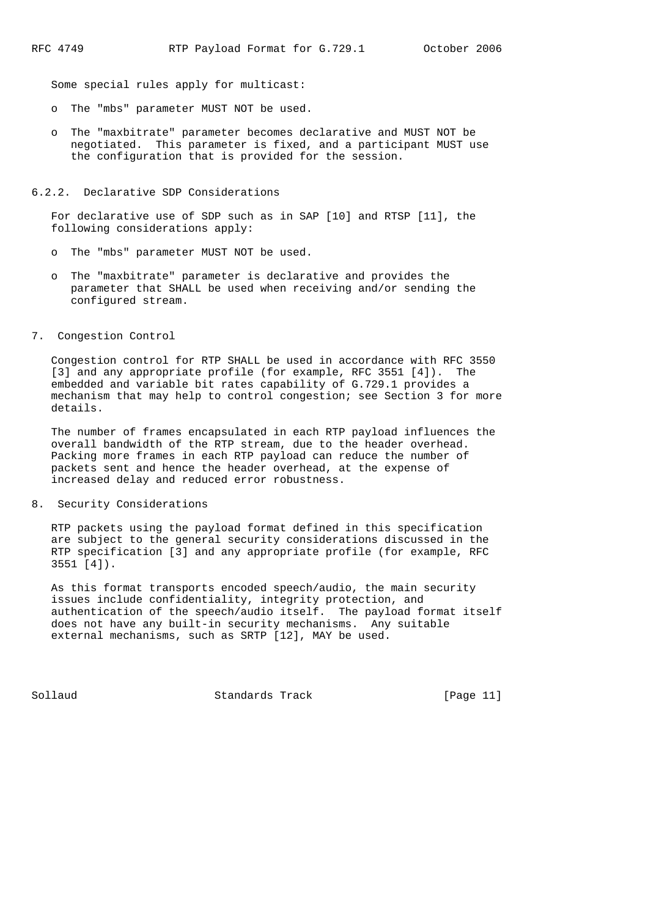Some special rules apply for multicast:

- The "mbs" parameter MUST NOT be used.
- The "maxbitrate" parameter becomes declarative and MUST NOT be negotiated. This parameter is fixed, and a participant MUST use the configuration that is provided for the session.

### 6.2.2. Declarative SDP Considerations

For declarative use of SDP such as in SAP [10] and RTSP [11], the following considerations apply:

- The "mbs" parameter MUST NOT be used.
- The "maxbitrate" parameter is declarative and provides the parameter that SHALL be used when receiving and/or sending the configured stream.

## 7. Congestion Control

Congestion control for RTP SHALL be used in accordance with RFC 3550 [3] and any appropriate profile (for example, RFC 3551 [4]). The embedded and variable bit rates capability of G.729.1 provides a mechanism that may help to control congestion; see Section 3 for more details.

The number of frames encapsulated in each RTP payload influences the overall bandwidth of the RTP stream, due to the header overhead. Packing more frames in each RTP payload can reduce the number of packets sent and hence the header overhead, at the expense of increased delay and reduced error robustness.

## 8. Security Considerations

RTP packets using the payload format defined in this specification are subject to the general security considerations discussed in the RTP specification [3] and any appropriate profile (for example, RFC 3551 [4]).

As this format transports encoded speech/audio, the main security issues include confidentiality, integrity protection, and authentication of the speech/audio itself. The payload format itself does not have any built-in security mechanisms. Any suitable external mechanisms, such as SRTP [12], MAY be used.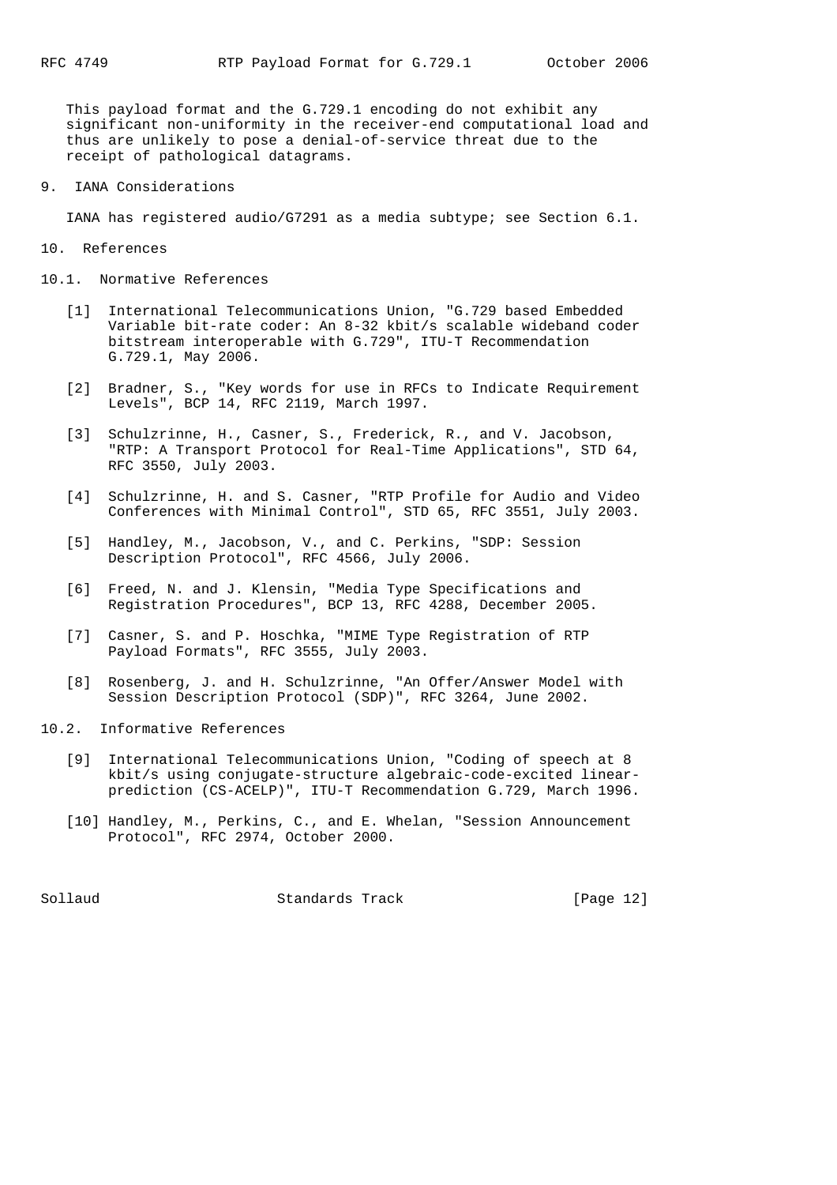This payload format and the G.729.1 encoding do not exhibit any significant non-uniformity in the receiver-end computational load and thus are unlikely to pose a denial-of-service threat due to the receipt of pathological datagrams.

## 9. IANA Considerations

IANA has registered audio/G7291 as a media subtype; see Section 6.1.

## 10. References

### 10.1. Normative References

[1] International Telecommunications Union, "G.729 based Embedded Variable bit-rate coder: An 8-32 kbit/s scalable wideband coder bitstream interoperable with G.729", ITU-T Recommendation G.729.1, May 2006.

[2] Bradner, S., "Key words for use in RFCs to Indicate Requirement Levels", BCP 14, RFC 2119, March 1997.

[3] Schulzrinne, H., Casner, S., Frederick, R., and V. Jacobson, "RTP: A Transport Protocol for Real-Time Applications", STD 64, RFC 3550, July 2003.

[4] Schulzrinne, H. and S. Casner, "RTP Profile for Audio and Video Conferences with Minimal Control", STD 65, RFC 3551, July 2003.

[5] Handley, M., Jacobson, V., and C. Perkins, "SDP: Session Description Protocol", RFC 4566, July 2006.

[6] Freed, N. and J. Klensin, "Media Type Specifications and Registration Procedures", BCP 13, RFC 4288, December 2005.

[7] Casner, S. and P. Hoschka, "MIME Type Registration of RTP Payload Formats", RFC 3555, July 2003.

[8] Rosenberg, J. and H. Schulzrinne, "An Offer/Answer Model with Session Description Protocol (SDP)", RFC 3264, June 2002.

### 10.2. Informative References

[9] International Telecommunications Union, "Coding of speech at 8 kbit/s using conjugate-structure algebraic-code-excited linear-prediction (CS-ACELP)", ITU-T Recommendation G.729, March 1996.

[10] Handley, M., Perkins, C., and E. Whelan, "Session Announcement Protocol", RFC 2974, October 2000.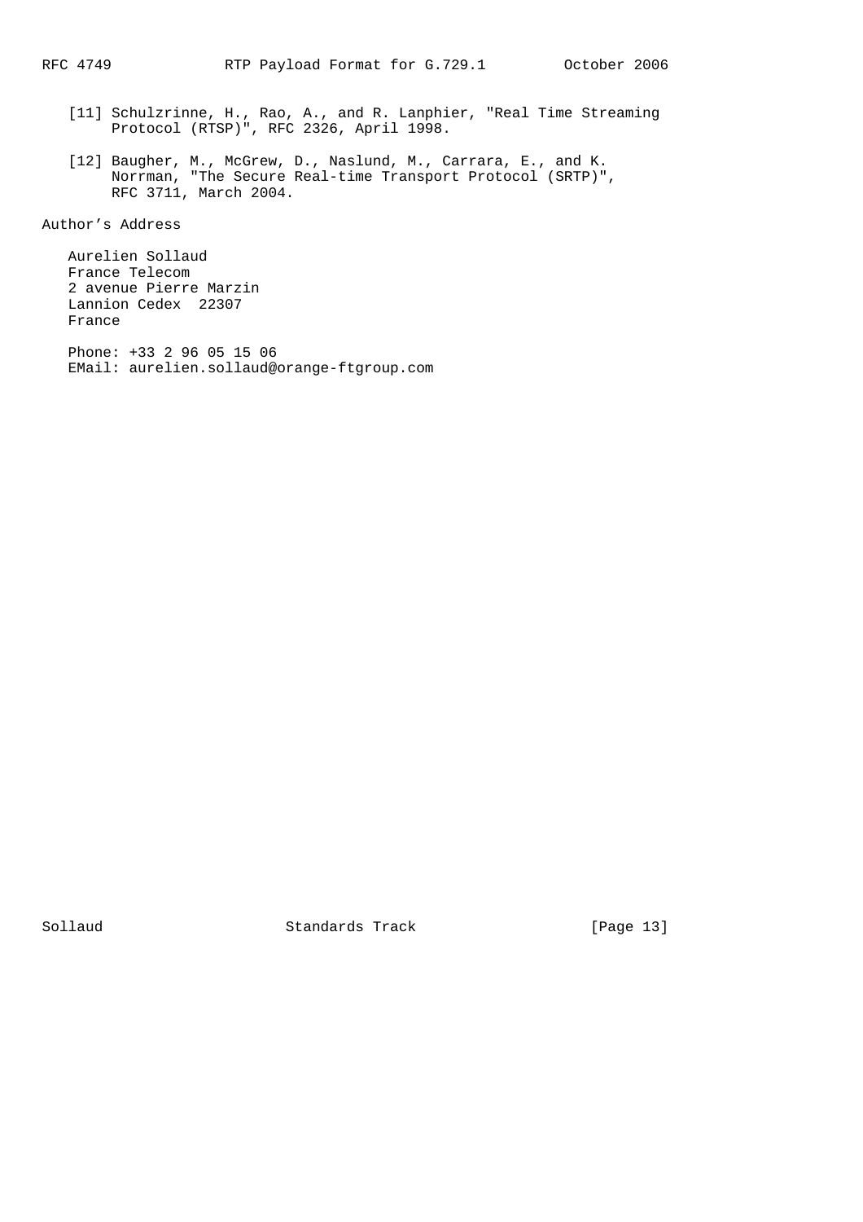[11] Schulzrinne, H., Rao, A., and R. Lanphier, "Real Time Streaming Protocol (RTSP)", RFC 2326, April 1998.

[12] Baugher, M., McGrew, D., Naslund, M., Carrara, E., and K. Norrman, "The Secure Real-time Transport Protocol (SRTP)", RFC 3711, March 2004.

## Author's Address

Aurelien Sollaud
France Telecom
2 avenue Pierre Marzin
Lannion Cedex  22307
France

Phone: +33 2 96 05 15 06
EMail: aurelien.sollaud@orange-ftgroup.com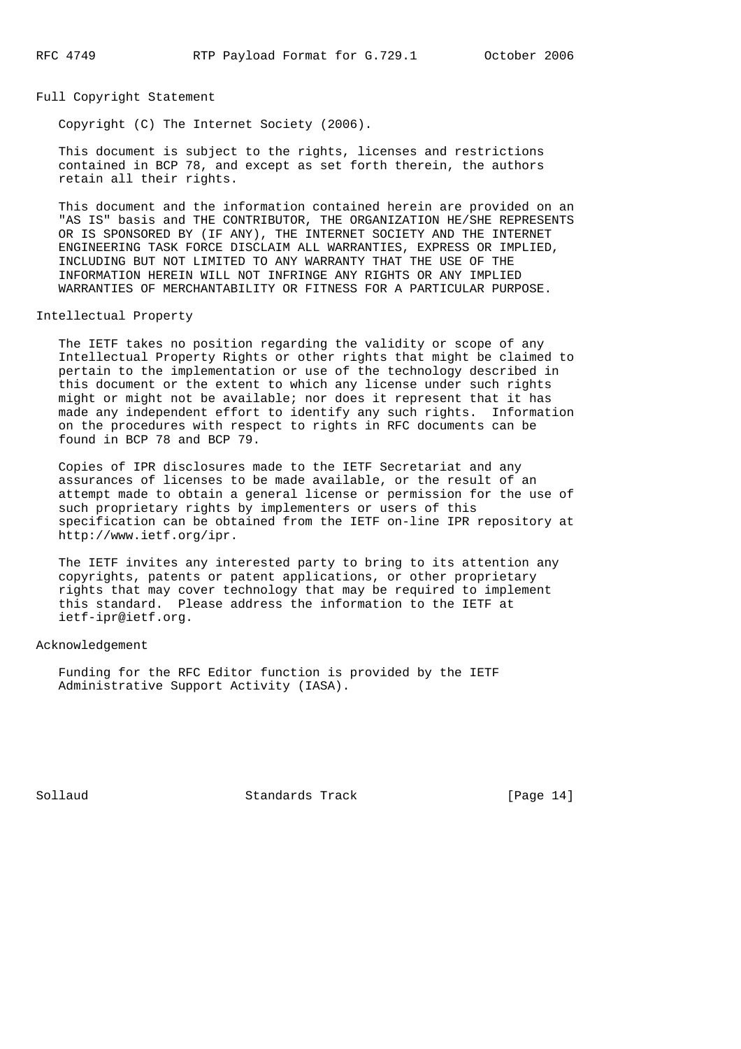## Full Copyright Statement

Copyright (C) The Internet Society (2006).

This document is subject to the rights, licenses and restrictions contained in BCP 78, and except as set forth therein, the authors retain all their rights.

This document and the information contained herein are provided on an "AS IS" basis and THE CONTRIBUTOR, THE ORGANIZATION HE/SHE REPRESENTS OR IS SPONSORED BY (IF ANY), THE INTERNET SOCIETY AND THE INTERNET ENGINEERING TASK FORCE DISCLAIM ALL WARRANTIES, EXPRESS OR IMPLIED, INCLUDING BUT NOT LIMITED TO ANY WARRANTY THAT THE USE OF THE INFORMATION HEREIN WILL NOT INFRINGE ANY RIGHTS OR ANY IMPLIED WARRANTIES OF MERCHANTABILITY OR FITNESS FOR A PARTICULAR PURPOSE.

## Intellectual Property

The IETF takes no position regarding the validity or scope of any Intellectual Property Rights or other rights that might be claimed to pertain to the implementation or use of the technology described in this document or the extent to which any license under such rights might or might not be available; nor does it represent that it has made any independent effort to identify any such rights. Information on the procedures with respect to rights in RFC documents can be found in BCP 78 and BCP 79.

Copies of IPR disclosures made to the IETF Secretariat and any assurances of licenses to be made available, or the result of an attempt made to obtain a general license or permission for the use of such proprietary rights by implementers or users of this specification can be obtained from the IETF on-line IPR repository at http://www.ietf.org/ipr.

The IETF invites any interested party to bring to its attention any copyrights, patents or patent applications, or other proprietary rights that may cover technology that may be required to implement this standard. Please address the information to the IETF at ietf-ipr@ietf.org.

## Acknowledgement

Funding for the RFC Editor function is provided by the IETF Administrative Support Activity (IASA).